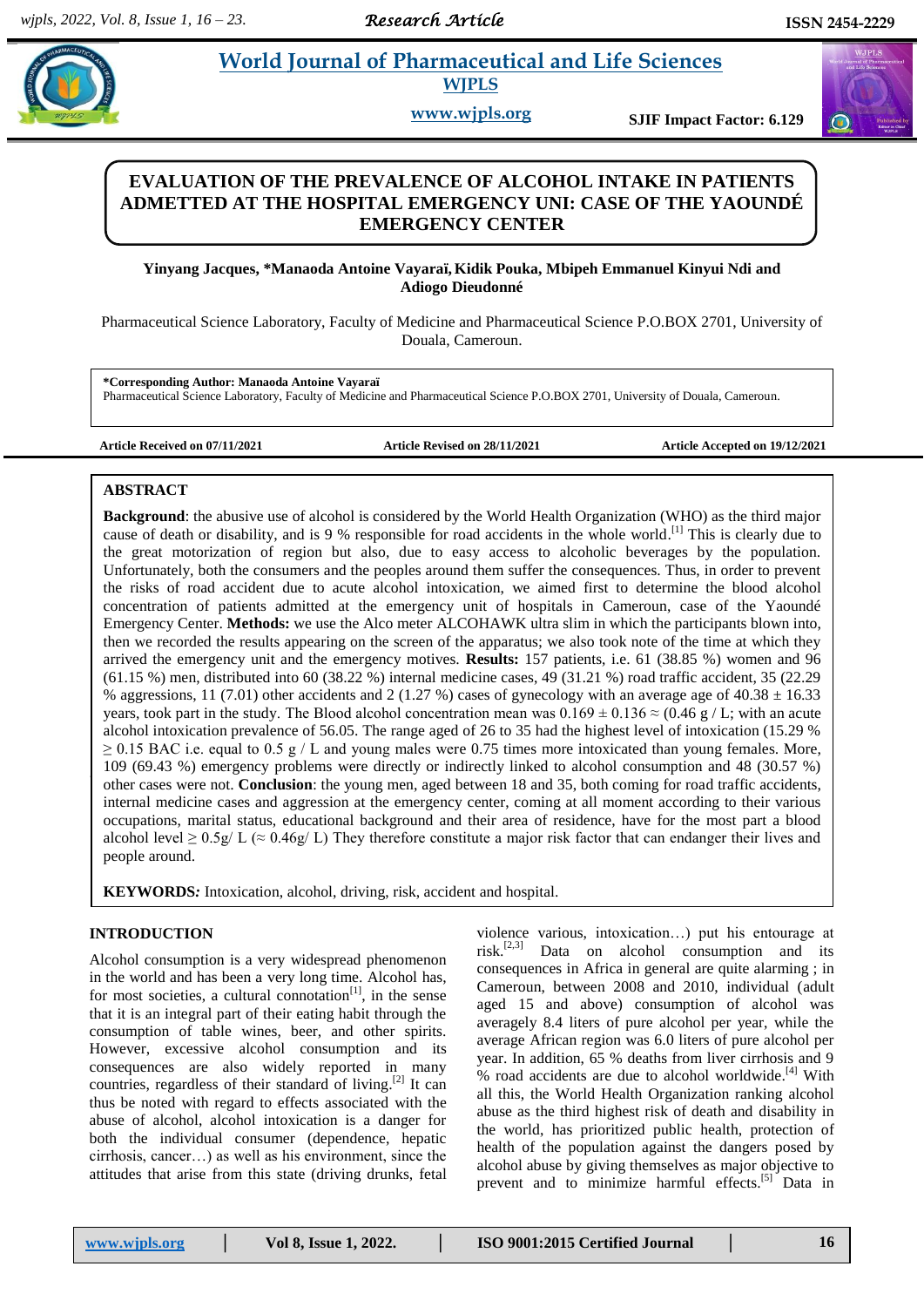# EVALUATION OF THE PREVALENCE OF ALCOHOL INTAKE IN PATIENTS ADMETTED AT THE HOSPITAL EMERGENCY UNI: CASE OF THE YAOUNDÉ EMERGENCY CENTER

**Yinyang Jacques, \*Manaoda Antoine Vayaraï, Kidik Pouka, Mbipeh Emmanuel Kinyui Ndi and Adiogo Dieudonné**

Pharmaceutical Science Laboratory, Faculty of Medicine and Pharmaceutical Science P.O.BOX 2701, University of Douala, Cameroun.

**\*Corresponding Author: Manaoda Antoine Vayaraï**
Pharmaceutical Science Laboratory, Faculty of Medicine and Pharmaceutical Science P.O.BOX 2701, University of Douala, Cameroun.

**Article Received on 07/11/2021** **Article Revised on 28/11/2021** **Article Accepted on 19/12/2021**

## ABSTRACT

**Background**: the abusive use of alcohol is considered by the World Health Organization (WHO) as the third major cause of death or disability, and is 9 % responsible for road accidents in the whole world.[1] This is clearly due to the great motorization of region but also, due to easy access to alcoholic beverages by the population. Unfortunately, both the consumers and the peoples around them suffer the consequences. Thus, in order to prevent the risks of road accident due to acute alcohol intoxication, we aimed first to determine the blood alcohol concentration of patients admitted at the emergency unit of hospitals in Cameroun, case of the Yaoundé Emergency Center. **Methods:** we use the Alco meter ALCOHAWK ultra slim in which the participants blown into, then we recorded the results appearing on the screen of the apparatus; we also took note of the time at which they arrived the emergency unit and the emergency motives. **Results:** 157 patients, i.e. 61 (38.85 %) women and 96 (61.15 %) men, distributed into 60 (38.22 %) internal medicine cases, 49 (31.21 %) road traffic accident, 35 (22.29 % aggressions, 11 (7.01) other accidents and 2 (1.27 %) cases of gynecology with an average age of 40.38 ± 16.33 years, took part in the study. The Blood alcohol concentration mean was 0.169 ± 0.136 ≈ (0.46 g / L; with an acute alcohol intoxication prevalence of 56.05. The range aged of 26 to 35 had the highest level of intoxication (15.29 % ≥ 0.15 BAC i.e. equal to 0.5 g / L and young males were 0.75 times more intoxicated than young females. More, 109 (69.43 %) emergency problems were directly or indirectly linked to alcohol consumption and 48 (30.57 %) other cases were not. **Conclusion**: the young men, aged between 18 and 35, both coming for road traffic accidents, internal medicine cases and aggression at the emergency center, coming at all moment according to their various occupations, marital status, educational background and their area of residence, have for the most part a blood alcohol level ≥ 0.5g/ L (≈ 0.46g/ L) They therefore constitute a major risk factor that can endanger their lives and people around.

**KEYWORDS***:* Intoxication, alcohol, driving, risk, accident and hospital.

## INTRODUCTION

Alcohol consumption is a very widespread phenomenon in the world and has been a very long time. Alcohol has, for most societies, a cultural connotation[1], in the sense that it is an integral part of their eating habit through the consumption of table wines, beer, and other spirits. However, excessive alcohol consumption and its consequences are also widely reported in many countries, regardless of their standard of living.[2] It can thus be noted with regard to effects associated with the abuse of alcohol, alcohol intoxication is a danger for both the individual consumer (dependence, hepatic cirrhosis, cancer…) as well as his environment, since the attitudes that arise from this state (driving drunks, fetal violence various, intoxication…) put his entourage at risk.[2,3] Data on alcohol consumption and its consequences in Africa in general are quite alarming ; in Cameroun, between 2008 and 2010, individual (adult aged 15 and above) consumption of alcohol was averagely 8.4 liters of pure alcohol per year, while the average African region was 6.0 liters of pure alcohol per year. In addition, 65 % deaths from liver cirrhosis and 9 % road accidents are due to alcohol worldwide.[4] With all this, the World Health Organization ranking alcohol abuse as the third highest risk of death and disability in the world, has prioritized public health, protection of health of the population against the dangers posed by alcohol abuse by giving themselves as major objective to prevent and to minimize harmful effects.[5] Data in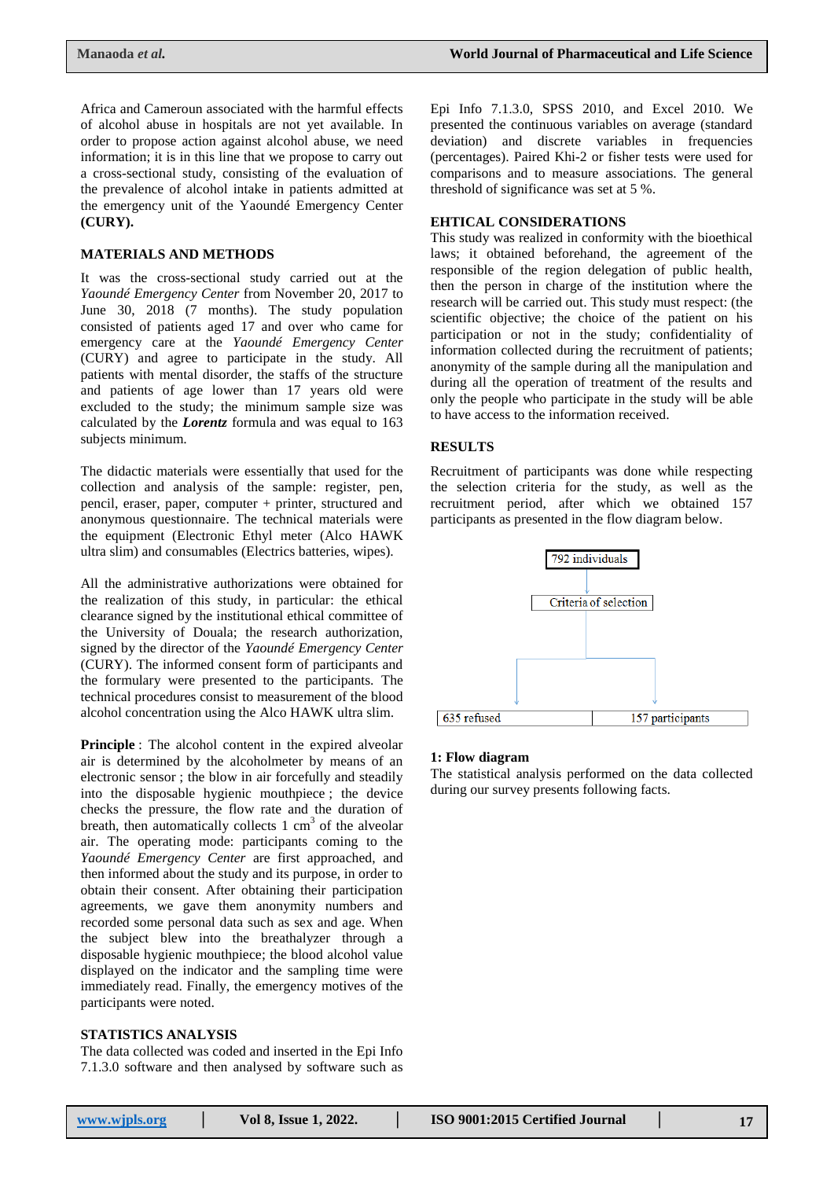Africa and Cameroun associated with the harmful effects of alcohol abuse in hospitals are not yet available. In order to propose action against alcohol abuse, we need information; it is in this line that we propose to carry out a cross-sectional study, consisting of the evaluation of the prevalence of alcohol intake in patients admitted at the emergency unit of the Yaoundé Emergency Center **(CURY).**

## MATERIALS AND METHODS

It was the cross-sectional study carried out at the *Yaoundé Emergency Center* from November 20, 2017 to June 30, 2018 (7 months). The study population consisted of patients aged 17 and over who came for emergency care at the *Yaoundé Emergency Center* (CURY) and agree to participate in the study. All patients with mental disorder, the staffs of the structure and patients of age lower than 17 years old were excluded to the study; the minimum sample size was calculated by the ***Lorentz*** formula and was equal to 163 subjects minimum.

The didactic materials were essentially that used for the collection and analysis of the sample: register, pen, pencil, eraser, paper, computer + printer, structured and anonymous questionnaire. The technical materials were the equipment (Electronic Ethyl meter (Alco HAWK ultra slim) and consumables (Electrics batteries, wipes).

All the administrative authorizations were obtained for the realization of this study, in particular: the ethical clearance signed by the institutional ethical committee of the University of Douala; the research authorization, signed by the director of the *Yaoundé Emergency Center* (CURY). The informed consent form of participants and the formulary were presented to the participants. The technical procedures consist to measurement of the blood alcohol concentration using the Alco HAWK ultra slim.

**Principle** : The alcohol content in the expired alveolar air is determined by the alcoholmeter by means of an electronic sensor ; the blow in air forcefully and steadily into the disposable hygienic mouthpiece ; the device checks the pressure, the flow rate and the duration of breath, then automatically collects 1 $cm^3$ of the alveolar air. The operating mode: participants coming to the *Yaoundé Emergency Center* are first approached, and then informed about the study and its purpose, in order to obtain their consent. After obtaining their participation agreements, we gave them anonymity numbers and recorded some personal data such as sex and age. When the subject blew into the breathalyzer through a disposable hygienic mouthpiece; the blood alcohol value displayed on the indicator and the sampling time were immediately read. Finally, the emergency motives of the participants were noted.

## STATISTICS ANALYSIS

The data collected was coded and inserted in the Epi Info 7.1.3.0 software and then analysed by software such as Epi Info 7.1.3.0, SPSS 2010, and Excel 2010. We presented the continuous variables on average (standard deviation) and discrete variables in frequencies (percentages). Paired Khi-2 or fisher tests were used for comparisons and to measure associations. The general threshold of significance was set at 5 %.

## EHTICAL CONSIDERATIONS

This study was realized in conformity with the bioethical laws; it obtained beforehand, the agreement of the responsible of the region delegation of public health, then the person in charge of the institution where the research will be carried out. This study must respect: (the scientific objective; the choice of the patient on his participation or not in the study; confidentiality of information collected during the recruitment of patients; anonymity of the sample during all the manipulation and during all the operation of treatment of the results and only the people who participate in the study will be able to have access to the information received.

## RESULTS

Recruitment of participants was done while respecting the selection criteria for the study, as well as the recruitment period, after which we obtained 157 participants as presented in the flow diagram below.

792 individuals

Criteria of selection

635 refused | 157 participants

**1: Flow diagram**

The statistical analysis performed on the data collected during our survey presents following facts.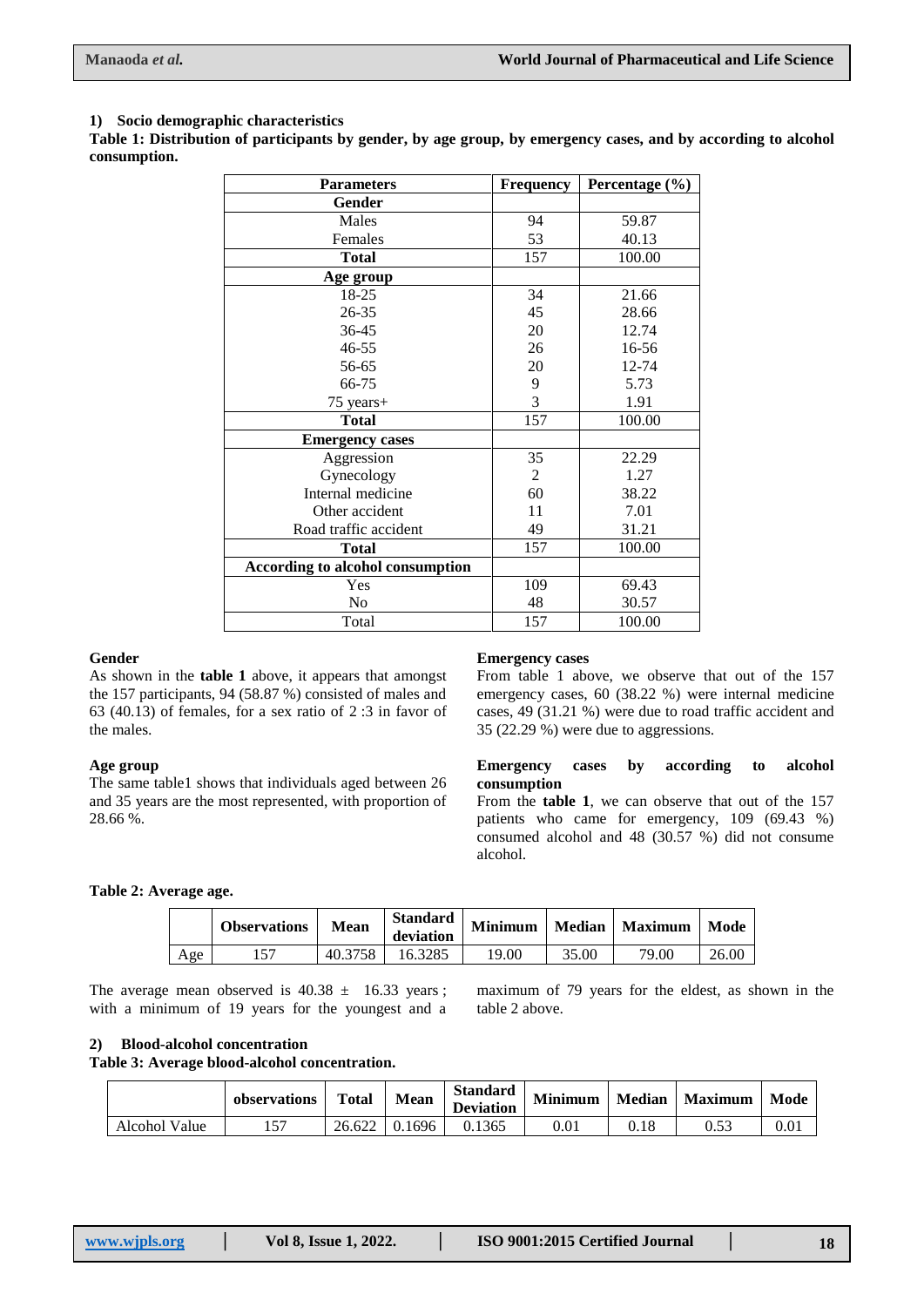### 1) Socio demographic characteristics

**Table 1: Distribution of participants by gender, by age group, by emergency cases, and by according to alcohol consumption.**

| Parameters | Frequency | Percentage (%) |
|---|---|---|
| **Gender** | | |
| Males | 94 | 59.87 |
| Females | 53 | 40.13 |
| **Total** | 157 | 100.00 |
| **Age group** | | |
| 18-25 | 34 | 21.66 |
| 26-35 | 45 | 28.66 |
| 36-45 | 20 | 12.74 |
| 46-55 | 26 | 16-56 |
| 56-65 | 20 | 12-74 |
| 66-75 | 9 | 5.73 |
| 75 years+ | 3 | 1.91 |
| **Total** | 157 | 100.00 |
| **Emergency cases** | | |
| Aggression | 35 | 22.29 |
| Gynecology | 2 | 1.27 |
| Internal medicine | 60 | 38.22 |
| Other accident | 11 | 7.01 |
| Road traffic accident | 49 | 31.21 |
| **Total** | 157 | 100.00 |
| **According to alcohol consumption** | | |
| Yes | 109 | 69.43 |
| No | 48 | 30.57 |
| Total | 157 | 100.00 |

**Gender**

As shown in the **table 1** above, it appears that amongst the 157 participants, 94 (58.87 %) consisted of males and 63 (40.13) of females, for a sex ratio of 2 :3 in favor of the males.

**Age group**

The same table1 shows that individuals aged between 26 and 35 years are the most represented, with proportion of 28.66 %.

**Emergency cases**

From table 1 above, we observe that out of the 157 emergency cases, 60 (38.22 %) were internal medicine cases, 49 (31.21 %) were due to road traffic accident and 35 (22.29 %) were due to aggressions.

**Emergency cases by according to alcohol consumption**

From the **table 1**, we can observe that out of the 157 patients who came for emergency, 109 (69.43 %) consumed alcohol and 48 (30.57 %) did not consume alcohol.

**Table 2: Average age.**

| | Observations | Mean | Standard deviation | Minimum | Median | Maximum | Mode |
|---|---|---|---|---|---|---|---|
| Age | 157 | 40.3758 | 16.3285 | 19.00 | 35.00 | 79.00 | 26.00 |

The average mean observed is 40.38 ± 16.33 years ; with a minimum of 19 years for the youngest and a maximum of 79 years for the eldest, as shown in the table 2 above.

### 2) Blood-alcohol concentration

**Table 3: Average blood-alcohol concentration.**

| | observations | Total | Mean | Standard Deviation | Minimum | Median | Maximum | Mode |
|---|---|---|---|---|---|---|---|---|
| Alcohol Value | 157 | 26.622 | 0.1696 | 0.1365 | 0.01 | 0.18 | 0.53 | 0.01 |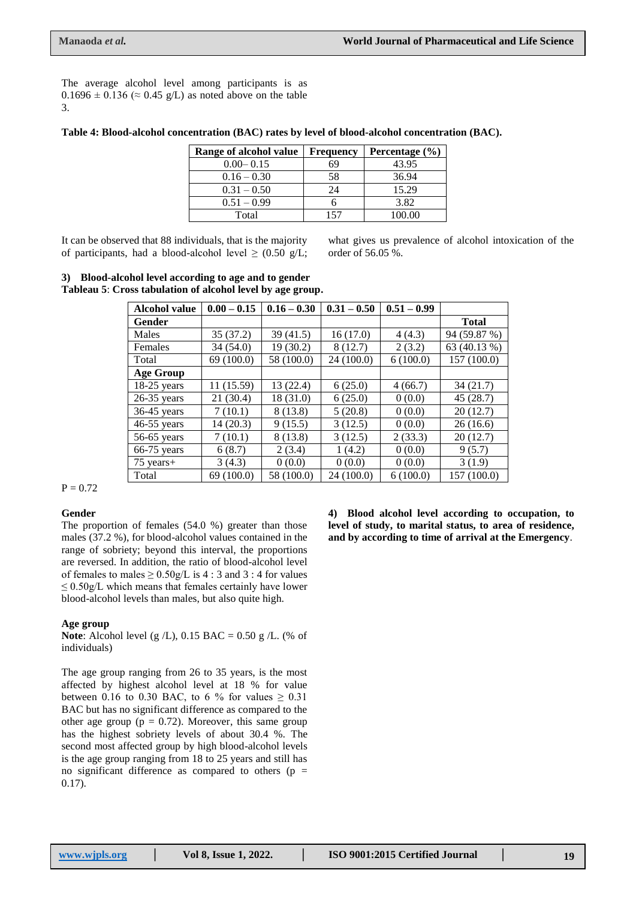The average alcohol level among participants is as $0.1696 \pm 0.136$ ($\approx 0.45$ g/L) as noted above on the table 3.

**Table 4: Blood-alcohol concentration (BAC) rates by level of blood-alcohol concentration (BAC).**

| Range of alcohol value | Frequency | Percentage (%) |
|---|---|---|
| 0.00– 0.15 | 69 | 43.95 |
| 0.16 – 0.30 | 58 | 36.94 |
| 0.31 – 0.50 | 24 | 15.29 |
| 0.51 – 0.99 | 6 | 3.82 |
| Total | 157 | 100.00 |

It can be observed that 88 individuals, that is the majority of participants, had a blood-alcohol level $\geq$ (0.50 g/L; what gives us prevalence of alcohol intoxication of the order of 56.05 %.

### 3) Blood-alcohol level according to age and to gender

**Tableau 5**: **Cross tabulation of alcohol level by age group.**

| Alcohol value | 0.00 – 0.15 | 0.16 – 0.30 | 0.31 – 0.50 | 0.51 – 0.99 | |
|---|---|---|---|---|---|
| **Gender** | | | | | **Total** |
| Males | 35 (37.2) | 39 (41.5) | 16 (17.0) | 4 (4.3) | 94 (59.87 %) |
| Females | 34 (54.0) | 19 (30.2) | 8 (12.7) | 2 (3.2) | 63 (40.13 %) |
| Total | 69 (100.0) | 58 (100.0) | 24 (100.0) | 6 (100.0) | 157 (100.0) |
| **Age Group** | | | | | |
| 18-25 years | 11 (15.59) | 13 (22.4) | 6 (25.0) | 4 (66.7) | 34 (21.7) |
| 26-35 years | 21 (30.4) | 18 (31.0) | 6 (25.0) | 0 (0.0) | 45 (28.7) |
| 36-45 years | 7 (10.1) | 8 (13.8) | 5 (20.8) | 0 (0.0) | 20 (12.7) |
| 46-55 years | 14 (20.3) | 9 (15.5) | 3 (12.5) | 0 (0.0) | 26 (16.6) |
| 56-65 years | 7 (10.1) | 8 (13.8) | 3 (12.5) | 2 (33.3) | 20 (12.7) |
| 66-75 years | 6 (8.7) | 2 (3.4) | 1 (4.2) | 0 (0.0) | 9 (5.7) |
| 75 years+ | 3 (4.3) | 0 (0.0) | 0 (0.0) | 0 (0.0) | 3 (1.9) |
| Total | 69 (100.0) | 58 (100.0) | 24 (100.0) | 6 (100.0) | 157 (100.0) |

$P = 0.72$

#### Gender

The proportion of females (54.0 %) greater than those males (37.2 %), for blood-alcohol values contained in the range of sobriety; beyond this interval, the proportions are reversed. In addition, the ratio of blood-alcohol level of females to males $\geq 0.50$g/L is 4 : 3 and 3 : 4 for values $\leq 0.50$g/L which means that females certainly have lower blood-alcohol levels than males, but also quite high.

#### Age group

**Note**: Alcohol level (g /L), 0.15 BAC = 0.50 g /L. (% of individuals)

The age group ranging from 26 to 35 years, is the most affected by highest alcohol level at 18 % for value between 0.16 to 0.30 BAC, to 6 % for values $\geq 0.31$ BAC but has no significant difference as compared to the other age group ($p = 0.72$). Moreover, this same group has the highest sobriety levels of about 30.4 %. The second most affected group by high blood-alcohol levels is the age group ranging from 18 to 25 years and still has no significant difference as compared to others ($p = 0.17$).

### 4) Blood alcohol level according to occupation, to level of study, to marital status, to area of residence, and by according to time of arrival at the Emergency.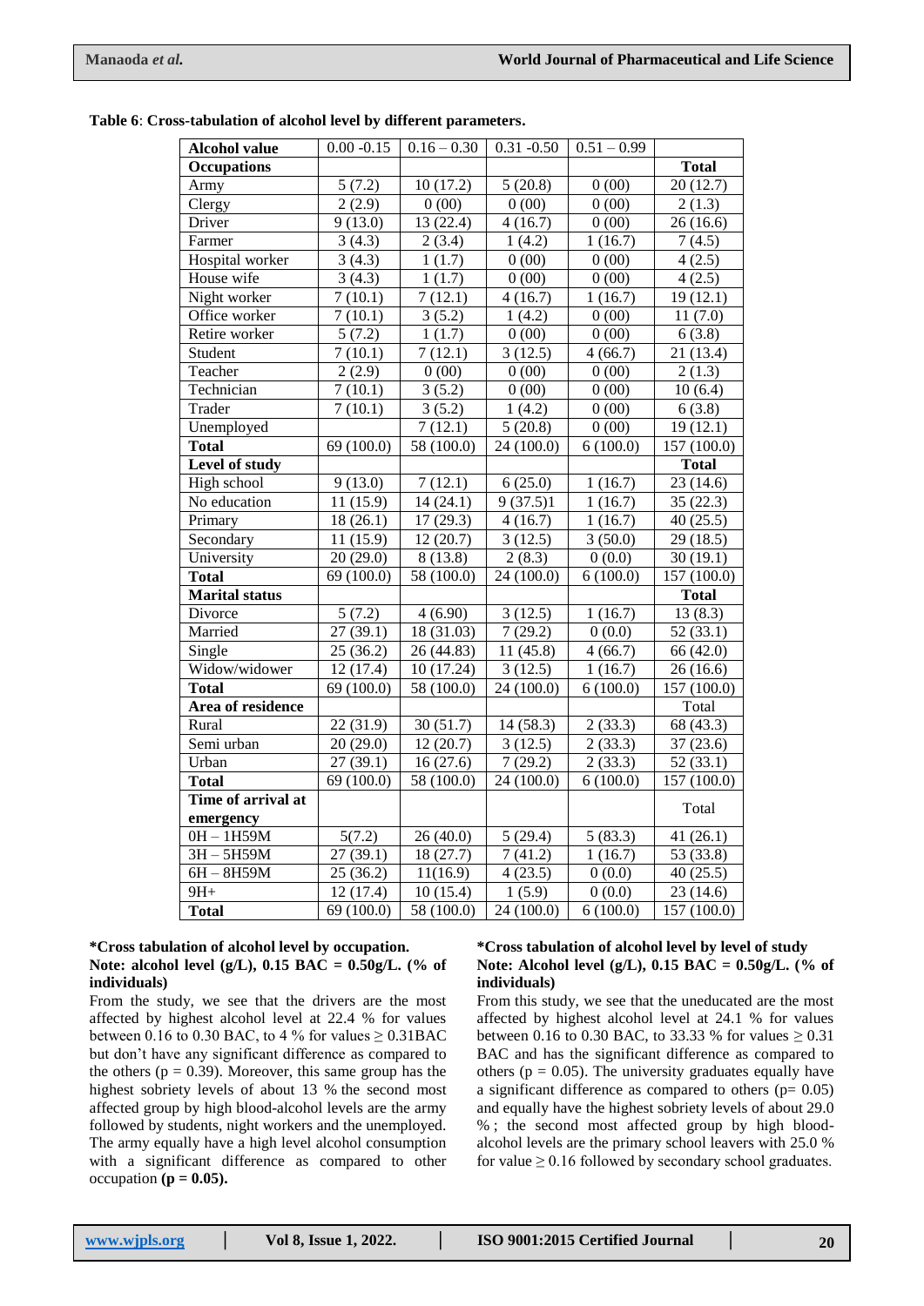**Table 6**: **Cross-tabulation of alcohol level by different parameters.**

| Alcohol value | 0.00 -0.15 | 0.16 – 0.30 | 0.31 -0.50 | 0.51 – 0.99 | |
|---|---|---|---|---|---|
| **Occupations** | | | | | **Total** |
| Army | 5 (7.2) | 10 (17.2) | 5 (20.8) | 0 (00) | 20 (12.7) |
| Clergy | 2 (2.9) | 0 (00) | 0 (00) | 0 (00) | 2 (1.3) |
| Driver | 9 (13.0) | 13 (22.4) | 4 (16.7) | 0 (00) | 26 (16.6) |
| Farmer | 3 (4.3) | 2 (3.4) | 1 (4.2) | 1 (16.7) | 7 (4.5) |
| Hospital worker | 3 (4.3) | 1 (1.7) | 0 (00) | 0 (00) | 4 (2.5) |
| House wife | 3 (4.3) | 1 (1.7) | 0 (00) | 0 (00) | 4 (2.5) |
| Night worker | 7 (10.1) | 7 (12.1) | 4 (16.7) | 1 (16.7) | 19 (12.1) |
| Office worker | 7 (10.1) | 3 (5.2) | 1 (4.2) | 0 (00) | 11 (7.0) |
| Retire worker | 5 (7.2) | 1 (1.7) | 0 (00) | 0 (00) | 6 (3.8) |
| Student | 7 (10.1) | 7 (12.1) | 3 (12.5) | 4 (66.7) | 21 (13.4) |
| Teacher | 2 (2.9) | 0 (00) | 0 (00) | 0 (00) | 2 (1.3) |
| Technician | 7 (10.1) | 3 (5.2) | 0 (00) | 0 (00) | 10 (6.4) |
| Trader | 7 (10.1) | 3 (5.2) | 1 (4.2) | 0 (00) | 6 (3.8) |
| Unemployed | | 7 (12.1) | 5 (20.8) | 0 (00) | 19 (12.1) |
| **Total** | 69 (100.0) | 58 (100.0) | 24 (100.0) | 6 (100.0) | 157 (100.0) |
| **Level of study** | | | | | **Total** |
| High school | 9 (13.0) | 7 (12.1) | 6 (25.0) | 1 (16.7) | 23 (14.6) |
| No education | 11 (15.9) | 14 (24.1) | 9 (37.5)1 | 1 (16.7) | 35 (22.3) |
| Primary | 18 (26.1) | 17 (29.3) | 4 (16.7) | 1 (16.7) | 40 (25.5) |
| Secondary | 11 (15.9) | 12 (20.7) | 3 (12.5) | 3 (50.0) | 29 (18.5) |
| University | 20 (29.0) | 8 (13.8) | 2 (8.3) | 0 (0.0) | 30 (19.1) |
| **Total** | 69 (100.0) | 58 (100.0) | 24 (100.0) | 6 (100.0) | 157 (100.0) |
| **Marital status** | | | | | **Total** |
| Divorce | 5 (7.2) | 4 (6.90) | 3 (12.5) | 1 (16.7) | 13 (8.3) |
| Married | 27 (39.1) | 18 (31.03) | 7 (29.2) | 0 (0.0) | 52 (33.1) |
| Single | 25 (36.2) | 26 (44.83) | 11 (45.8) | 4 (66.7) | 66 (42.0) |
| Widow/widower | 12 (17.4) | 10 (17.24) | 3 (12.5) | 1 (16.7) | 26 (16.6) |
| **Total** | 69 (100.0) | 58 (100.0) | 24 (100.0) | 6 (100.0) | 157 (100.0) |
| **Area of residence** | | | | | Total |
| Rural | 22 (31.9) | 30 (51.7) | 14 (58.3) | 2 (33.3) | 68 (43.3) |
| Semi urban | 20 (29.0) | 12 (20.7) | 3 (12.5) | 2 (33.3) | 37 (23.6) |
| Urban | 27 (39.1) | 16 (27.6) | 7 (29.2) | 2 (33.3) | 52 (33.1) |
| **Total** | 69 (100.0) | 58 (100.0) | 24 (100.0) | 6 (100.0) | 157 (100.0) |
| **Time of arrival at emergency** | | | | | Total |
| 0H – 1H59M | 5(7.2) | 26 (40.0) | 5 (29.4) | 5 (83.3) | 41 (26.1) |
| 3H – 5H59M | 27 (39.1) | 18 (27.7) | 7 (41.2) | 1 (16.7) | 53 (33.8) |
| 6H – 8H59M | 25 (36.2) | 11(16.9) | 4 (23.5) | 0 (0.0) | 40 (25.5) |
| 9H+ | 12 (17.4) | 10 (15.4) | 1 (5.9) | 0 (0.0) | 23 (14.6) |
| **Total** | 69 (100.0) | 58 (100.0) | 24 (100.0) | 6 (100.0) | 157 (100.0) |

**\*Cross tabulation of alcohol level by occupation.**
**Note: alcohol level (g/L), 0.15 BAC = 0.50g/L. (% of individuals)**

From the study, we see that the drivers are the most affected by highest alcohol level at 22.4 % for values between 0.16 to 0.30 BAC, to 4 % for values ≥ 0.31BAC but don't have any significant difference as compared to the others ($p = 0.39$). Moreover, this same group has the highest sobriety levels of about 13 % the second most affected group by high blood-alcohol levels are the army followed by students, night workers and the unemployed. The army equally have a high level alcohol consumption with a significant difference as compared to other occupation **($p = 0.05$).**

**\*Cross tabulation of alcohol level by level of study**
**Note: Alcohol level (g/L), 0.15 BAC = 0.50g/L. (% of individuals)**

From this study, we see that the uneducated are the most affected by highest alcohol level at 24.1 % for values between 0.16 to 0.30 BAC, to 33.33 % for values ≥ 0.31 BAC and has the significant difference as compared to others ($p = 0.05$). The university graduates equally have a significant difference as compared to others ($p = 0.05$) and equally have the highest sobriety levels of about 29.0 % ; the second most affected group by high blood-alcohol levels are the primary school leavers with 25.0 % for value ≥ 0.16 followed by secondary school graduates.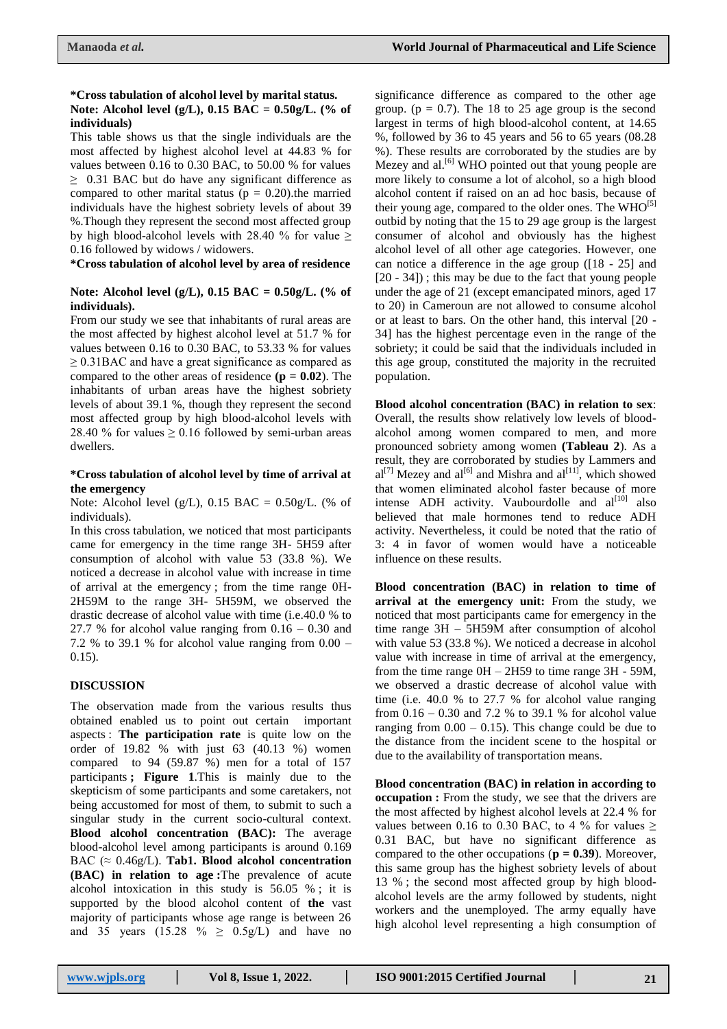**\*Cross tabulation of alcohol level by marital status.**

**Note: Alcohol level (g/L), 0.15 BAC = 0.50g/L. (% of individuals)**

This table shows us that the single individuals are the most affected by highest alcohol level at 44.83 % for values between 0.16 to 0.30 BAC, to 50.00 % for values ≥ 0.31 BAC but do have any significant difference as compared to other marital status (p = 0.20).the married individuals have the highest sobriety levels of about 39 %.Though they represent the second most affected group by high blood-alcohol levels with 28.40 % for value ≥ 0.16 followed by widows / widowers.

**\*Cross tabulation of alcohol level by area of residence**

**Note: Alcohol level (g/L), 0.15 BAC = 0.50g/L. (% of individuals).**

From our study we see that inhabitants of rural areas are the most affected by highest alcohol level at 51.7 % for values between 0.16 to 0.30 BAC, to 53.33 % for values ≥ 0.31BAC and have a great significance as compared as compared to the other areas of residence **(p = 0.02**). The inhabitants of urban areas have the highest sobriety levels of about 39.1 %, though they represent the second most affected group by high blood-alcohol levels with 28.40 % for values ≥ 0.16 followed by semi-urban areas dwellers.

**\*Cross tabulation of alcohol level by time of arrival at the emergency**

Note: Alcohol level (g/L), 0.15 BAC = 0.50g/L. (% of individuals).

In this cross tabulation, we noticed that most participants came for emergency in the time range 3H- 5H59 after consumption of alcohol with value 53 (33.8 %). We noticed a decrease in alcohol value with increase in time of arrival at the emergency ; from the time range 0H-2H59M to the range 3H- 5H59M, we observed the drastic decrease of alcohol value with time (i.e.40.0 % to 27.7 % for alcohol value ranging from 0.16 – 0.30 and 7.2 % to 39.1 % for alcohol value ranging from 0.00 – 0.15).

## DISCUSSION

The observation made from the various results thus obtained enabled us to point out certain important aspects : **The participation rate** is quite low on the order of 19.82 % with just 63 (40.13 %) women compared to 94 (59.87 %) men for a total of 157 participants **; Figure 1**.This is mainly due to the skepticism of some participants and some caretakers, not being accustomed for most of them, to submit to such a singular study in the current socio-cultural context. **Blood alcohol concentration (BAC):** The average blood-alcohol level among participants is around 0.169 BAC (≈ 0.46g/L). **Tab1. Blood alcohol concentration (BAC) in relation to age :**The prevalence of acute alcohol intoxication in this study is 56.05 % ; it is supported by the blood alcohol content of **the** vast majority of participants whose age range is between 26 and 35 years (15.28 % ≥ 0.5g/L) and have no significance difference as compared to the other age group. (p = 0.7). The 18 to 25 age group is the second largest in terms of high blood-alcohol content, at 14.65 %, followed by 36 to 45 years and 56 to 65 years (08.28 %). These results are corroborated by the studies are by Mezey and al.[6] WHO pointed out that young people are more likely to consume a lot of alcohol, so a high blood alcohol content if raised on an ad hoc basis, because of their young age, compared to the older ones. The WHO[5] outbid by noting that the 15 to 29 age group is the largest consumer of alcohol and obviously has the highest alcohol level of all other age categories. However, one can notice a difference in the age group ([18 - 25] and [20 - 34]) ; this may be due to the fact that young people under the age of 21 (except emancipated minors, aged 17 to 20) in Cameroun are not allowed to consume alcohol or at least to bars. On the other hand, this interval [20 - 34] has the highest percentage even in the range of the sobriety; it could be said that the individuals included in this age group, constituted the majority in the recruited population.

**Blood alcohol concentration (BAC) in relation to sex**: Overall, the results show relatively low levels of blood-alcohol among women compared to men, and more pronounced sobriety among women **(Tableau 2**). As a result, they are corroborated by studies by Lammers and al[7] Mezey and al[6] and Mishra and al[11], which showed that women eliminated alcohol faster because of more intense ADH activity. Vaubourdolle and al[10] also believed that male hormones tend to reduce ADH activity. Nevertheless, it could be noted that the ratio of 3: 4 in favor of women would have a noticeable influence on these results.

**Blood concentration (BAC) in relation to time of arrival at the emergency unit:** From the study, we noticed that most participants came for emergency in the time range 3H – 5H59M after consumption of alcohol with value 53 (33.8 %). We noticed a decrease in alcohol value with increase in time of arrival at the emergency, from the time range 0H – 2H59 to time range 3H - 59M, we observed a drastic decrease of alcohol value with time (i.e. 40.0 % to 27.7 % for alcohol value ranging from 0.16 – 0.30 and 7.2 % to 39.1 % for alcohol value ranging from 0.00 – 0.15). This change could be due to the distance from the incident scene to the hospital or due to the availability of transportation means.

**Blood concentration (BAC) in relation in according to occupation :** From the study, we see that the drivers are the most affected by highest alcohol levels at 22.4 % for values between 0.16 to 0.30 BAC, to 4 % for values ≥ 0.31 BAC, but have no significant difference as compared to the other occupations (**p = 0.39**). Moreover, this same group has the highest sobriety levels of about 13 % ; the second most affected group by high blood-alcohol levels are the army followed by students, night workers and the unemployed. The army equally have high alcohol level representing a high consumption of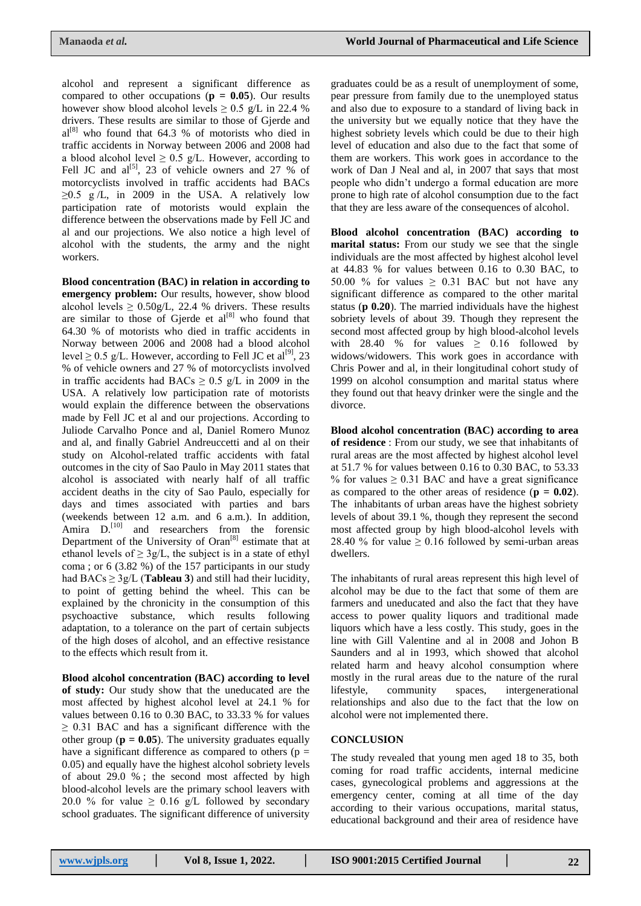alcohol and represent a significant difference as compared to other occupations (**p = 0.05**). Our results however show blood alcohol levels ≥ 0.5 g/L in 22.4 % drivers. These results are similar to those of Gjerde and al[8] who found that 64.3 % of motorists who died in traffic accidents in Norway between 2006 and 2008 had a blood alcohol level ≥ 0.5 g/L. However, according to Fell JC and al[5], 23 of vehicle owners and 27 % of motorcyclists involved in traffic accidents had BACs ≥0.5 g /L, in 2009 in the USA. A relatively low participation rate of motorists would explain the difference between the observations made by Fell JC and al and our projections. We also notice a high level of alcohol with the students, the army and the night workers.

**Blood concentration (BAC) in relation in according to emergency problem:** Our results, however, show blood alcohol levels ≥ 0.50g/L, 22.4 % drivers. These results are similar to those of Gjerde et al[8] who found that 64.30 % of motorists who died in traffic accidents in Norway between 2006 and 2008 had a blood alcohol level ≥ 0.5 g/L. However, according to Fell JC et al[9], 23 % of vehicle owners and 27 % of motorcyclists involved in traffic accidents had BACs ≥ 0.5 g/L in 2009 in the USA. A relatively low participation rate of motorists would explain the difference between the observations made by Fell JC et al and our projections. According to Juliode Carvalho Ponce and al, Daniel Romero Munoz and al, and finally Gabriel Andreuccetti and al on their study on Alcohol-related traffic accidents with fatal outcomes in the city of Sao Paulo in May 2011 states that alcohol is associated with nearly half of all traffic accident deaths in the city of Sao Paulo, especially for days and times associated with parties and bars (weekends between 12 a.m. and 6 a.m.). In addition, Amira D.[10] and researchers from the forensic Department of the University of Oran[8] estimate that at ethanol levels of ≥ 3g/L, the subject is in a state of ethyl coma ; or 6 (3.82 %) of the 157 participants in our study had BACs ≥ 3g/L (**Tableau 3**) and still had their lucidity, to point of getting behind the wheel. This can be explained by the chronicity in the consumption of this psychoactive substance, which results following adaptation, to a tolerance on the part of certain subjects of the high doses of alcohol, and an effective resistance to the effects which result from it.

**Blood alcohol concentration (BAC) according to level of study:** Our study show that the uneducated are the most affected by highest alcohol level at 24.1 % for values between 0.16 to 0.30 BAC, to 33.33 % for values ≥ 0.31 BAC and has a significant difference with the other group (**p = 0.05**). The university graduates equally have a significant difference as compared to others (p = 0.05) and equally have the highest alcohol sobriety levels of about 29.0 % ; the second most affected by high blood-alcohol levels are the primary school leavers with 20.0 % for value ≥ 0.16 g/L followed by secondary school graduates. The significant difference of university graduates could be as a result of unemployment of some, pear pressure from family due to the unemployed status and also due to exposure to a standard of living back in the university but we equally notice that they have the highest sobriety levels which could be due to their high level of education and also due to the fact that some of them are workers. This work goes in accordance to the work of Dan J Neal and al, in 2007 that says that most people who didn't undergo a formal education are more prone to high rate of alcohol consumption due to the fact that they are less aware of the consequences of alcohol.

**Blood alcohol concentration (BAC) according to marital status:** From our study we see that the single individuals are the most affected by highest alcohol level at 44.83 % for values between 0.16 to 0.30 BAC, to 50.00 % for values ≥ 0.31 BAC but not have any significant difference as compared to the other marital status (**p 0.20**). The married individuals have the highest sobriety levels of about 39. Though they represent the second most affected group by high blood-alcohol levels with 28.40 % for values ≥ 0.16 followed by widows/widowers. This work goes in accordance with Chris Power and al, in their longitudinal cohort study of 1999 on alcohol consumption and marital status where they found out that heavy drinker were the single and the divorce.

**Blood alcohol concentration (BAC) according to area of residence** : From our study, we see that inhabitants of rural areas are the most affected by highest alcohol level at 51.7 % for values between 0.16 to 0.30 BAC, to 53.33 % for values ≥ 0.31 BAC and have a great significance as compared to the other areas of residence (**p = 0.02**). The inhabitants of urban areas have the highest sobriety levels of about 39.1 %, though they represent the second most affected group by high blood-alcohol levels with 28.40 % for value ≥ 0.16 followed by semi-urban areas dwellers.

The inhabitants of rural areas represent this high level of alcohol may be due to the fact that some of them are farmers and uneducated and also the fact that they have access to power quality liquors and traditional made liquors which have a less costly. This study, goes in the line with Gill Valentine and al in 2008 and Johon B Saunders and al in 1993, which showed that alcohol related harm and heavy alcohol consumption where mostly in the rural areas due to the nature of the rural lifestyle, community spaces, intergenerational relationships and also due to the fact that the low on alcohol were not implemented there.

## CONCLUSION

The study revealed that young men aged 18 to 35, both coming for road traffic accidents, internal medicine cases, gynecological problems and aggressions at the emergency center, coming at all time of the day according to their various occupations, marital status, educational background and their area of residence have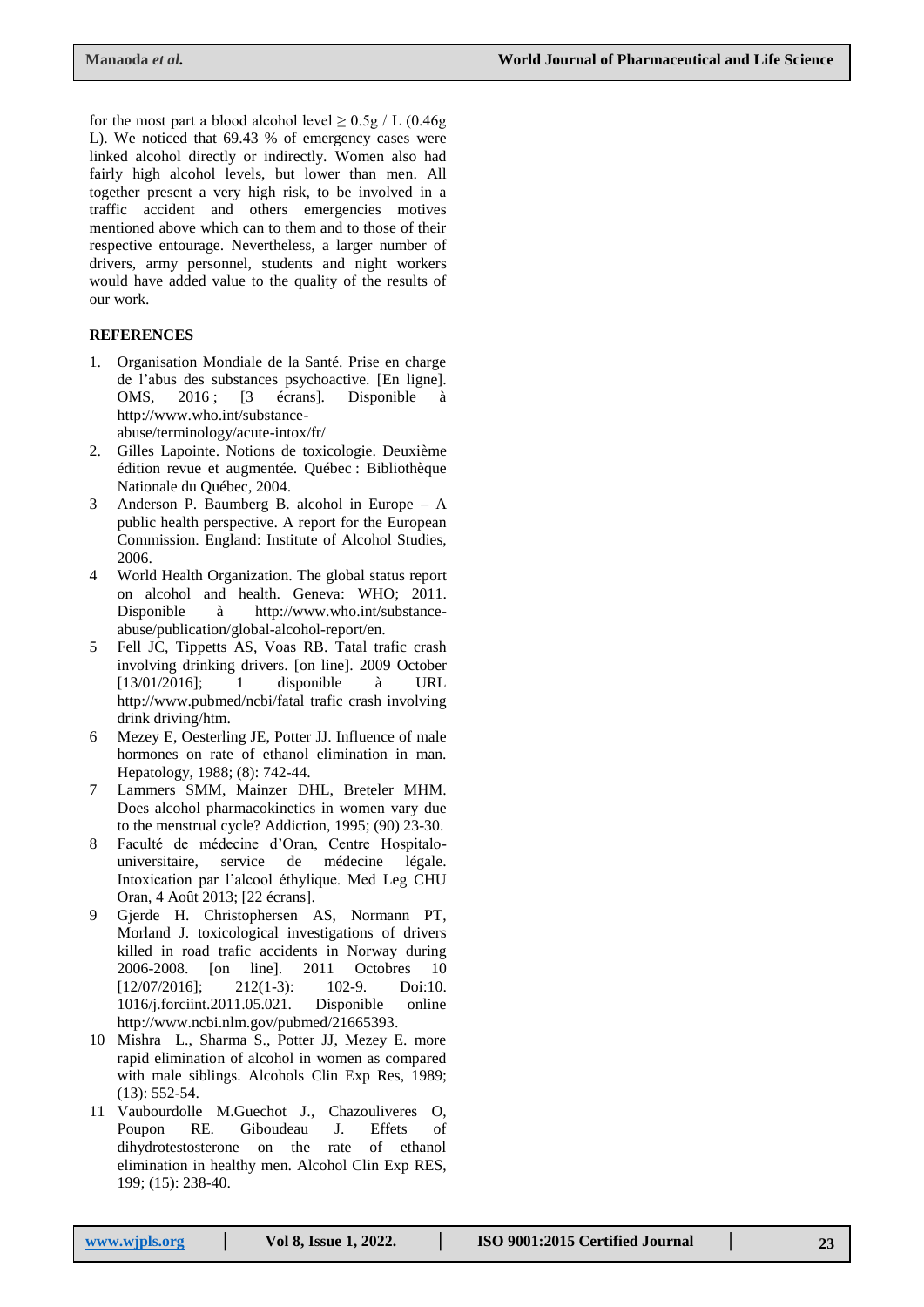for the most part a blood alcohol level $\geq 0.5$g / L (0.46g L). We noticed that 69.43 % of emergency cases were linked alcohol directly or indirectly. Women also had fairly high alcohol levels, but lower than men. All together present a very high risk, to be involved in a traffic accident and others emergencies motives mentioned above which can to them and to those of their respective entourage. Nevertheless, a larger number of drivers, army personnel, students and night workers would have added value to the quality of the results of our work.

## REFERENCES

1. Organisation Mondiale de la Santé. Prise en charge de l'abus des substances psychoactive. [En ligne]. OMS, 2016 ; [3 écrans]. Disponible à http://www.who.int/substance-abuse/terminology/acute-intox/fr/
2. Gilles Lapointe. Notions de toxicologie. Deuxième édition revue et augmentée. Québec : Bibliothèque Nationale du Québec, 2004.
3. Anderson P. Baumberg B. alcohol in Europe – A public health perspective. A report for the European Commission. England: Institute of Alcohol Studies, 2006.
4. World Health Organization. The global status report on alcohol and health. Geneva: WHO; 2011. Disponible à http://www.who.int/substance-abuse/publication/global-alcohol-report/en.
5. Fell JC, Tippetts AS, Voas RB. Tatal trafic crash involving drinking drivers. [on line]. 2009 October [13/01/2016]; 1 disponible à URL http://www.pubmed/ncbi/fatal trafic crash involving drink driving/htm.
6. Mezey E, Oesterling JE, Potter JJ. Influence of male hormones on rate of ethanol elimination in man. Hepatology, 1988; (8): 742-44.
7. Lammers SMM, Mainzer DHL, Breteler MHM. Does alcohol pharmacokinetics in women vary due to the menstrual cycle? Addiction, 1995; (90) 23-30.
8. Faculté de médecine d'Oran, Centre Hospitalo-universitaire, service de médecine légale. Intoxication par l'alcool éthylique. Med Leg CHU Oran, 4 Août 2013; [22 écrans].
9. Gjerde H. Christophersen AS, Normann PT, Morland J. toxicological investigations of drivers killed in road trafic accidents in Norway during 2006-2008. [on line]. 2011 Octobres 10 [12/07/2016]; 212(1-3): 102-9. Doi:10. 1016/j.forciint.2011.05.021. Disponible online http://www.ncbi.nlm.gov/pubmed/21665393.
10. Mishra L., Sharma S., Potter JJ, Mezey E. more rapid elimination of alcohol in women as compared with male siblings. Alcohols Clin Exp Res, 1989; (13): 552-54.
11. Vaubourdolle M.Guechot J., Chazouliveres O, Poupon RE. Giboudeau J. Effets of dihydrotestosterone on the rate of ethanol elimination in healthy men. Alcohol Clin Exp RES, 199; (15): 238-40.